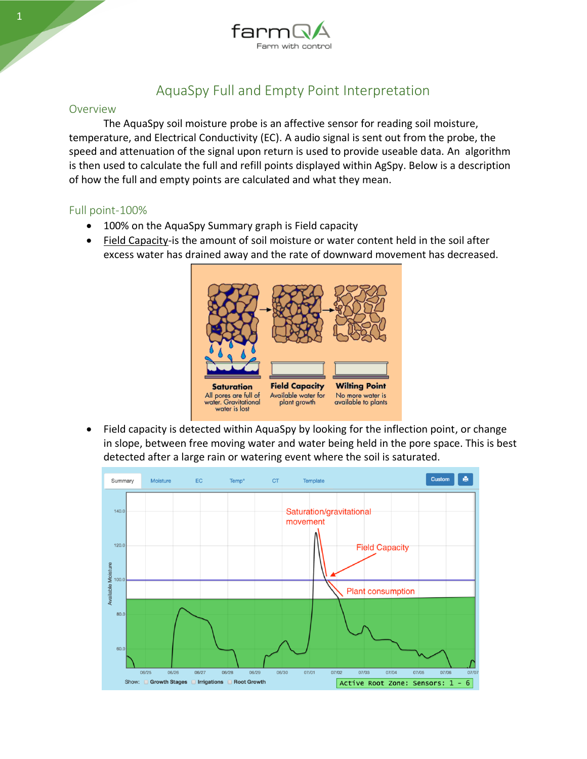# AquaSpy Full and Empty Point Interpretation

## Overview

The AquaSpy soil moisture probe is an affective sensor for reading soil moisture, temperature, and Electrical Conductivity (EC). A audio signal is sent out from the probe, the speed and attenuation of the signal upon return is used to provide useable data. An algorithm is then used to calculate the full and refill points displayed within AgSpy. Below is a description of how the full and empty points are calculated and what they mean.

## Full point-100%

- 100% on the AquaSpy Summary graph is Field capacity
- Field Capacity-is the amount of soil moisture or water content held in the soil after excess water has drained away and the rate of downward movement has decreased.
- Field capacity is detected within AquaSpy by looking for the inflection point, or change in slope, between free moving water and water being held in the pore space. This is best detected after a large rain or watering event where the soil is saturated.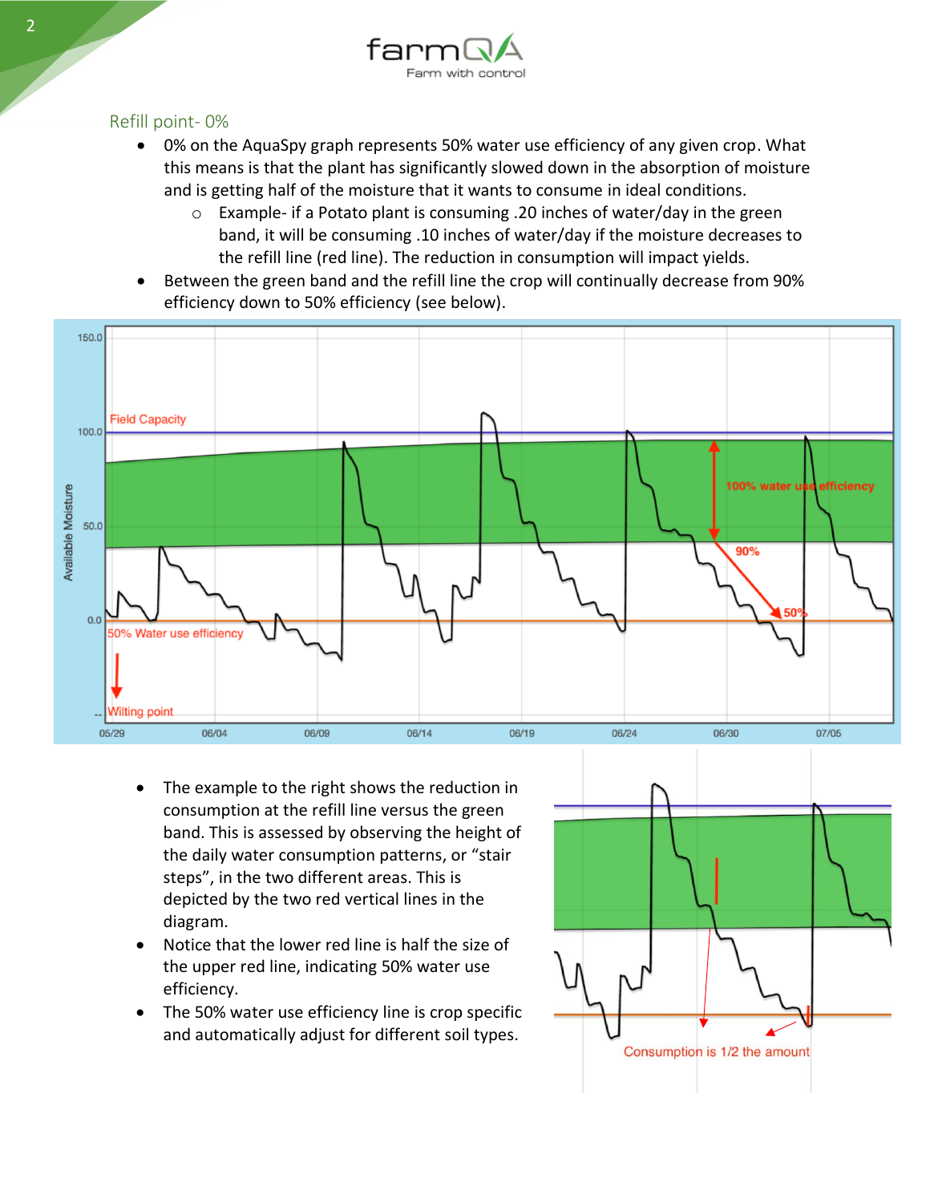## Refill point- 0%

- 0% on the AquaSpy graph represents 50% water use efficiency of any given crop. What this means is that the plant has significantly slowed down in the absorption of moisture and is getting half of the moisture that it wants to consume in ideal conditions.
    - Example- if a Potato plant is consuming .20 inches of water/day in the green band, it will be consuming .10 inches of water/day if the moisture decreases to the refill line (red line). The reduction in consumption will impact yields.
- Between the green band and the refill line the crop will continually decrease from 90% efficiency down to 50% efficiency (see below).

- The example to the right shows the reduction in consumption at the refill line versus the green band. This is assessed by observing the height of the daily water consumption patterns, or "stair steps", in the two different areas. This is depicted by the two red vertical lines in the diagram.
- Notice that the lower red line is half the size of the upper red line, indicating 50% water use efficiency.
- The 50% water use efficiency line is crop specific and automatically adjust for different soil types.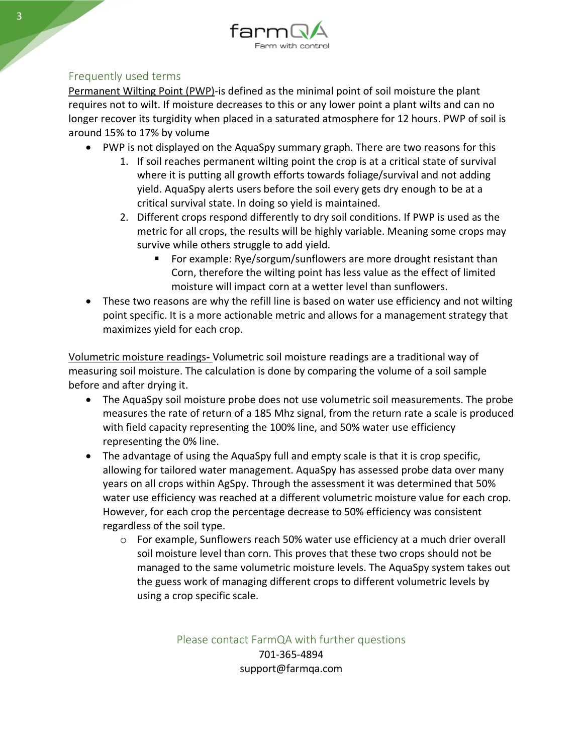## Frequently used terms

Permanent Wilting Point (PWP)-is defined as the minimal point of soil moisture the plant requires not to wilt. If moisture decreases to this or any lower point a plant wilts and can no longer recover its turgidity when placed in a saturated atmosphere for 12 hours. PWP of soil is around 15% to 17% by volume

- PWP is not displayed on the AquaSpy summary graph. There are two reasons for this
  1. If soil reaches permanent wilting point the crop is at a critical state of survival where it is putting all growth efforts towards foliage/survival and not adding yield. AquaSpy alerts users before the soil every gets dry enough to be at a critical survival state. In doing so yield is maintained.
  2. Different crops respond differently to dry soil conditions. If PWP is used as the metric for all crops, the results will be highly variable. Meaning some crops may survive while others struggle to add yield.
     - For example: Rye/sorgum/sunflowers are more drought resistant than Corn, therefore the wilting point has less value as the effect of limited moisture will impact corn at a wetter level than sunflowers.
- These two reasons are why the refill line is based on water use efficiency and not wilting point specific. It is a more actionable metric and allows for a management strategy that maximizes yield for each crop.

Volumetric moisture readings- Volumetric soil moisture readings are a traditional way of measuring soil moisture. The calculation is done by comparing the volume of a soil sample before and after drying it.

- The AquaSpy soil moisture probe does not use volumetric soil measurements. The probe measures the rate of return of a 185 Mhz signal, from the return rate a scale is produced with field capacity representing the 100% line, and 50% water use efficiency representing the 0% line.
- The advantage of using the AquaSpy full and empty scale is that it is crop specific, allowing for tailored water management. AquaSpy has assessed probe data over many years on all crops within AgSpy. Through the assessment it was determined that 50% water use efficiency was reached at a different volumetric moisture value for each crop. However, for each crop the percentage decrease to 50% efficiency was consistent regardless of the soil type.
  - For example, Sunflowers reach 50% water use efficiency at a much drier overall soil moisture level than corn. This proves that these two crops should not be managed to the same volumetric moisture levels. The AquaSpy system takes out the guess work of managing different crops to different volumetric levels by using a crop specific scale.

Please contact FarmQA with further questions

701-365-4894

support@farmqa.com